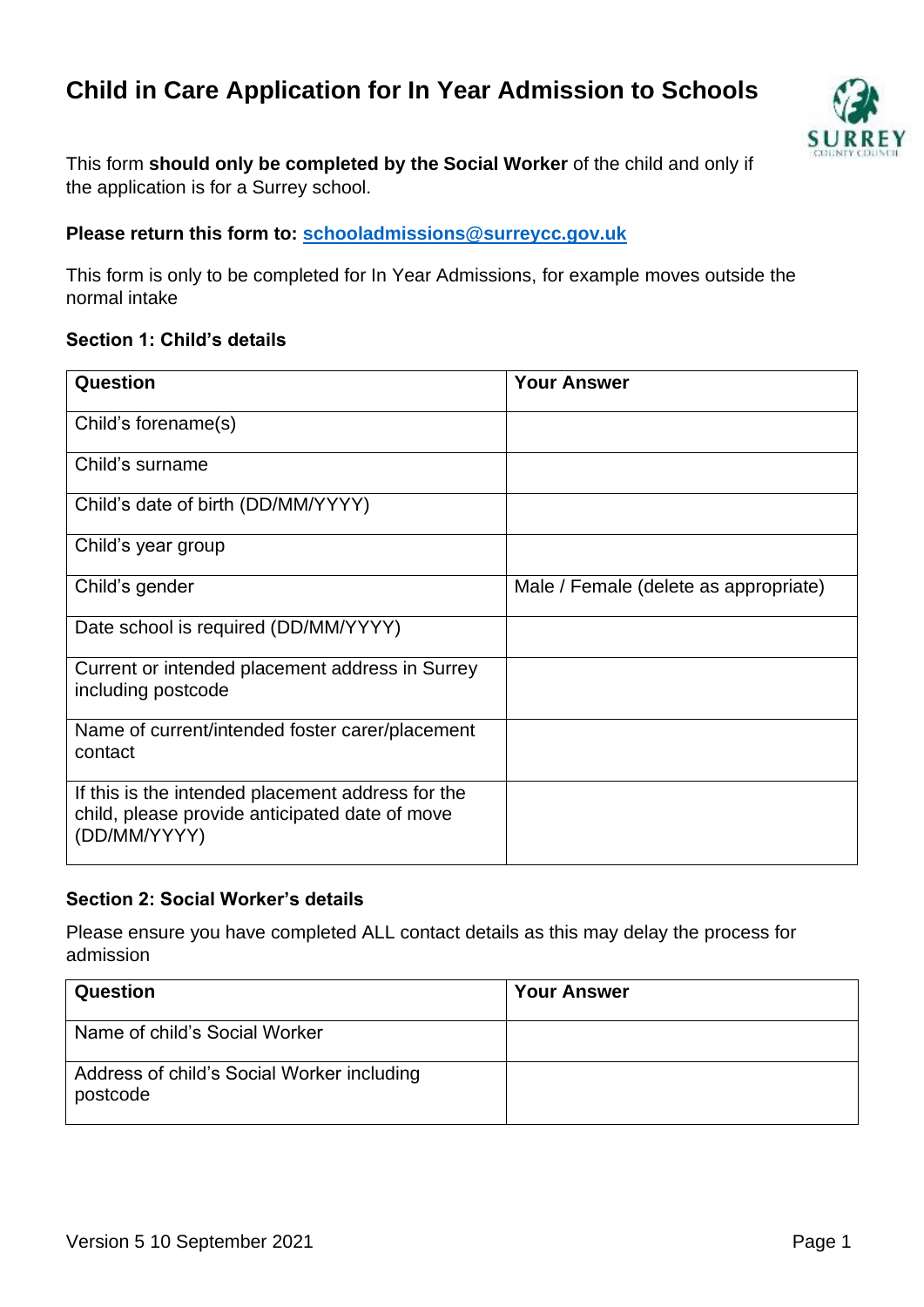# Child in Care Application for In Year Admission to Schools

This form **should only be completed by the Social Worker** of the child and only if the application is for a Surrey school.

**Please return this form to: [schooladmissions@surreycc.gov.uk](mailto:schooladmissions@surreycc.gov.uk)**

This form is only to be completed for In Year Admissions, for example moves outside the normal intake

### Section 1: Child's details

| Question | Your Answer |
|---|---|
| Child's forename(s) | |
| Child's surname | |
| Child's date of birth (DD/MM/YYYY) | |
| Child's year group | |
| Child's gender | Male / Female (delete as appropriate) |
| Date school is required (DD/MM/YYYY) | |
| Current or intended placement address in Surrey including postcode | |
| Name of current/intended foster carer/placement contact | |
| If this is the intended placement address for the child, please provide anticipated date of move (DD/MM/YYYY) | |

### Section 2: Social Worker's details

Please ensure you have completed ALL contact details as this may delay the process for admission

| Question | Your Answer |
|---|---|
| Name of child's Social Worker | |
| Address of child's Social Worker including postcode | |

Version 5 10 September 2021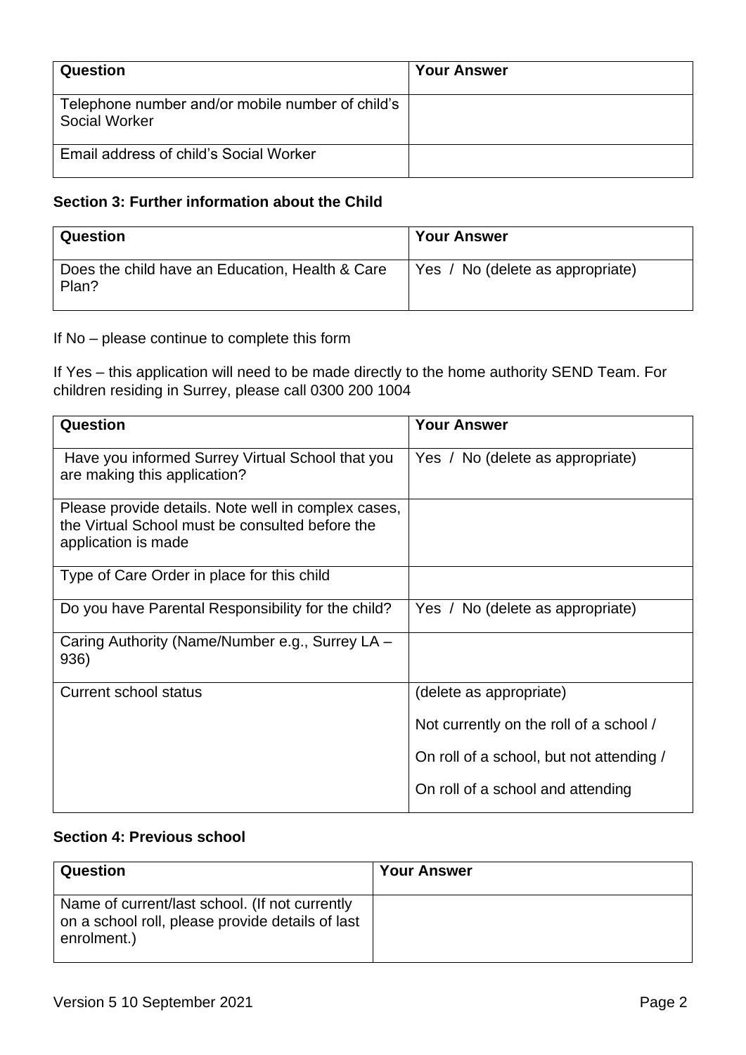| Question | Your Answer |
| --- | --- |
| Telephone number and/or mobile number of child's Social Worker | |
| Email address of child's Social Worker | |

### Section 3: Further information about the Child

| Question | Your Answer |
| --- | --- |
| Does the child have an Education, Health & Care Plan? | Yes / No (delete as appropriate) |

If No – please continue to complete this form

If Yes – this application will need to be made directly to the home authority SEND Team. For children residing in Surrey, please call 0300 200 1004

| Question | Your Answer |
| --- | --- |
| Have you informed Surrey Virtual School that you are making this application? | Yes / No (delete as appropriate) |
| Please provide details. Note well in complex cases, the Virtual School must be consulted before the application is made | |
| Type of Care Order in place for this child | |
| Do you have Parental Responsibility for the child? | Yes / No (delete as appropriate) |
| Caring Authority (Name/Number e.g., Surrey LA – 936) | |
| Current school status | (delete as appropriate)<br><br>Not currently on the roll of a school /<br><br>On roll of a school, but not attending /<br><br>On roll of a school and attending |

### Section 4: Previous school

| Question | Your Answer |
| --- | --- |
| Name of current/last school. (If not currently on a school roll, please provide details of last enrolment.) | |

Version 5 10 September 2021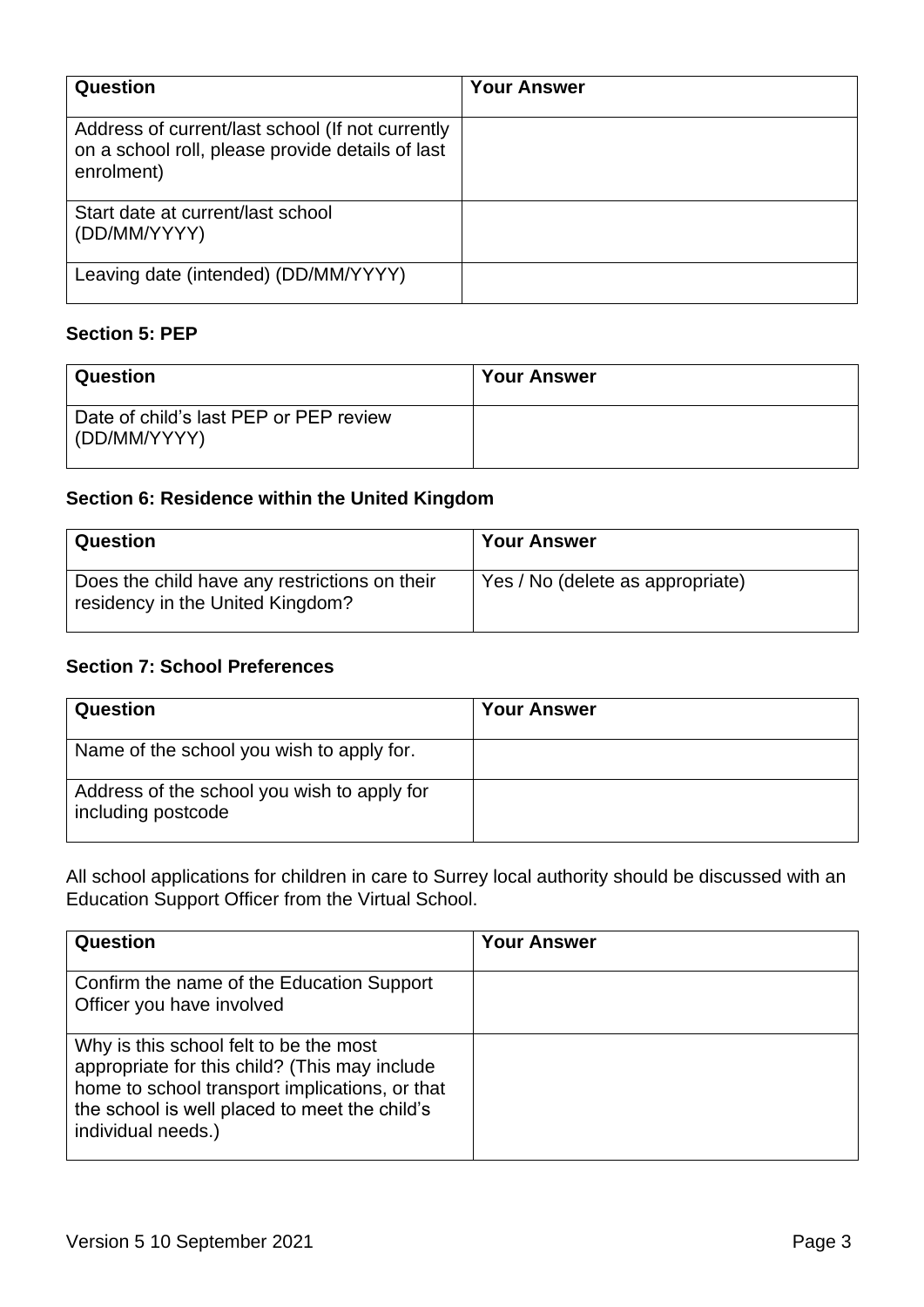| Question | Your Answer |
| --- | --- |
| Address of current/last school (If not currently on a school roll, please provide details of last enrolment) | |
| Start date at current/last school (DD/MM/YYYY) | |
| Leaving date (intended) (DD/MM/YYYY) | |

**Section 5: PEP**

| Question | Your Answer |
| --- | --- |
| Date of child's last PEP or PEP review (DD/MM/YYYY) | |

**Section 6: Residence within the United Kingdom**

| Question | Your Answer |
| --- | --- |
| Does the child have any restrictions on their residency in the United Kingdom? | Yes / No (delete as appropriate) |

**Section 7: School Preferences**

| Question | Your Answer |
| --- | --- |
| Name of the school you wish to apply for. | |
| Address of the school you wish to apply for including postcode | |

All school applications for children in care to Surrey local authority should be discussed with an Education Support Officer from the Virtual School.

| Question | Your Answer |
| --- | --- |
| Confirm the name of the Education Support Officer you have involved | |
| Why is this school felt to be the most appropriate for this child? (This may include home to school transport implications, or that the school is well placed to meet the child's individual needs.) | |

Version 5 10 September 2021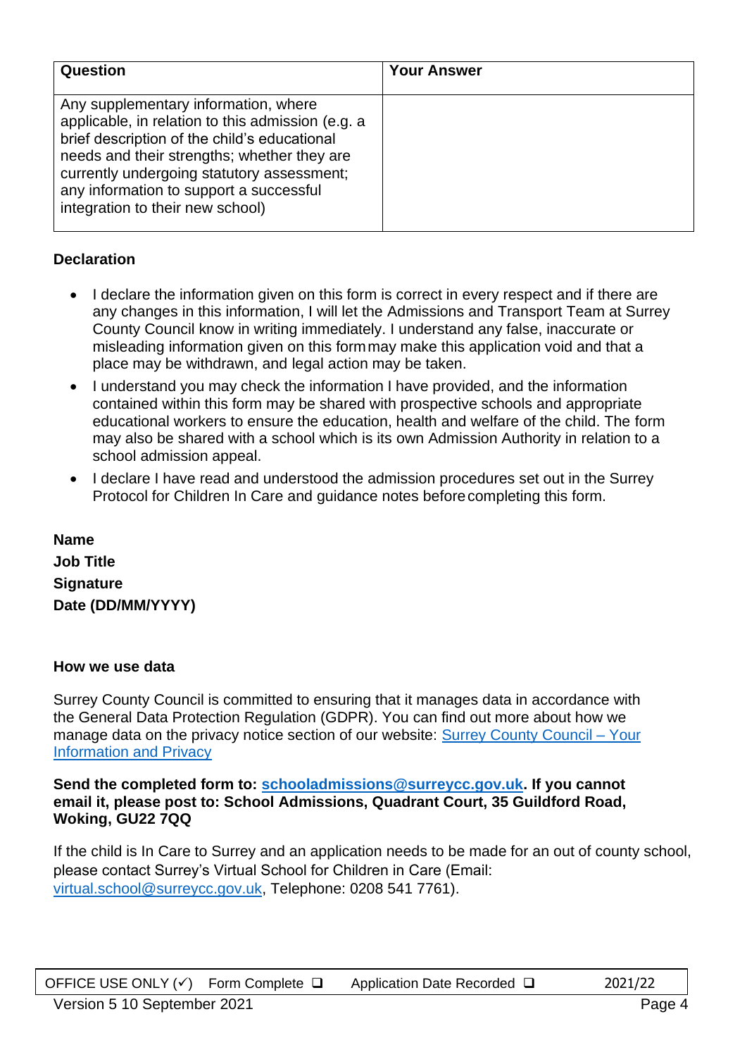| Question | Your Answer |
| --- | --- |
| Any supplementary information, where applicable, in relation to this admission (e.g. a brief description of the child's educational needs and their strengths; whether they are currently undergoing statutory assessment; any information to support a successful integration to their new school) | |

**Declaration**

- I declare the information given on this form is correct in every respect and if there are any changes in this information, I will let the Admissions and Transport Team at Surrey County Council know in writing immediately. I understand any false, inaccurate or misleading information given on this form may make this application void and that a place may be withdrawn, and legal action may be taken.
- I understand you may check the information I have provided, and the information contained within this form may be shared with prospective schools and appropriate educational workers to ensure the education, health and welfare of the child. The form may also be shared with a school which is its own Admission Authority in relation to a school admission appeal.
- I declare I have read and understood the admission procedures set out in the Surrey Protocol for Children In Care and guidance notes before completing this form.

**Name**
**Job Title**
**Signature**
**Date (DD/MM/YYYY)**

**How we use data**

Surrey County Council is committed to ensuring that it manages data in accordance with the General Data Protection Regulation (GDPR). You can find out more about how we manage data on the privacy notice section of our website: [Surrey County Council – Your Information and Privacy]()

**Send the completed form to: [schooladmissions@surreycc.gov.uk](mailto:schooladmissions@surreycc.gov.uk). If you cannot email it, please post to: School Admissions, Quadrant Court, 35 Guildford Road, Woking, GU22 7QQ**

If the child is In Care to Surrey and an application needs to be made for an out of county school, please contact Surrey's Virtual School for Children in Care (Email: [virtual.school@surreycc.gov.uk](mailto:virtual.school@surreycc.gov.uk), Telephone: 0208 541 7761).

| | | | |
| --- | --- | --- | --- |
| OFFICE USE ONLY (✓) | Form Complete ❑ | Application Date Recorded ❑ | 2021/22 |

Version 5 10 September 2021